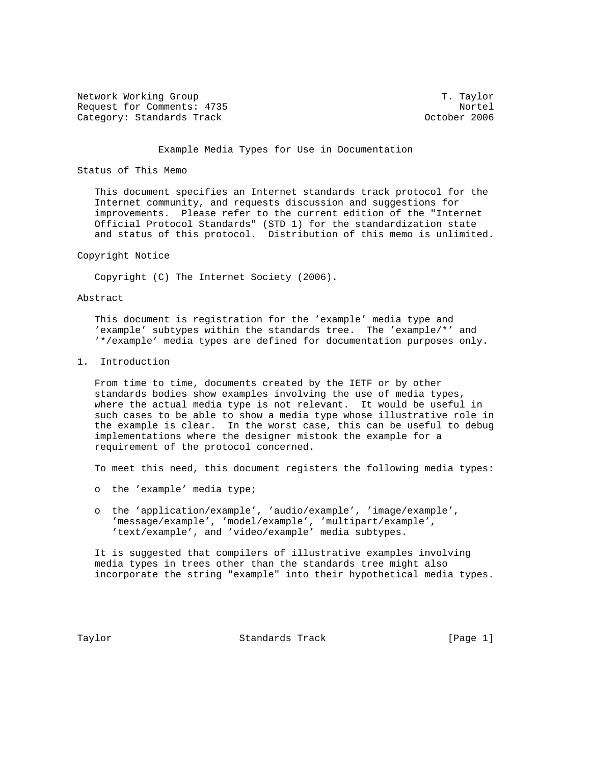Network Working Group T. Taylor
Request for Comments: 4735 Nortel
Category: Standards Track October 2006

# Example Media Types for Use in Documentation

## Status of This Memo

This document specifies an Internet standards track protocol for the Internet community, and requests discussion and suggestions for improvements. Please refer to the current edition of the "Internet Official Protocol Standards" (STD 1) for the standardization state and status of this protocol. Distribution of this memo is unlimited.

## Copyright Notice

Copyright (C) The Internet Society (2006).

## Abstract

This document is registration for the 'example' media type and 'example' subtypes within the standards tree. The 'example/*' and '*/example' media types are defined for documentation purposes only.

## 1. Introduction

From time to time, documents created by the IETF or by other standards bodies show examples involving the use of media types, where the actual media type is not relevant. It would be useful in such cases to be able to show a media type whose illustrative role in the example is clear. In the worst case, this can be useful to debug implementations where the designer mistook the example for a requirement of the protocol concerned.

To meet this need, this document registers the following media types:

- the 'example' media type;
- the 'application/example', 'audio/example', 'image/example', 'message/example', 'model/example', 'multipart/example', 'text/example', and 'video/example' media subtypes.

It is suggested that compilers of illustrative examples involving media types in trees other than the standards tree might also incorporate the string "example" into their hypothetical media types.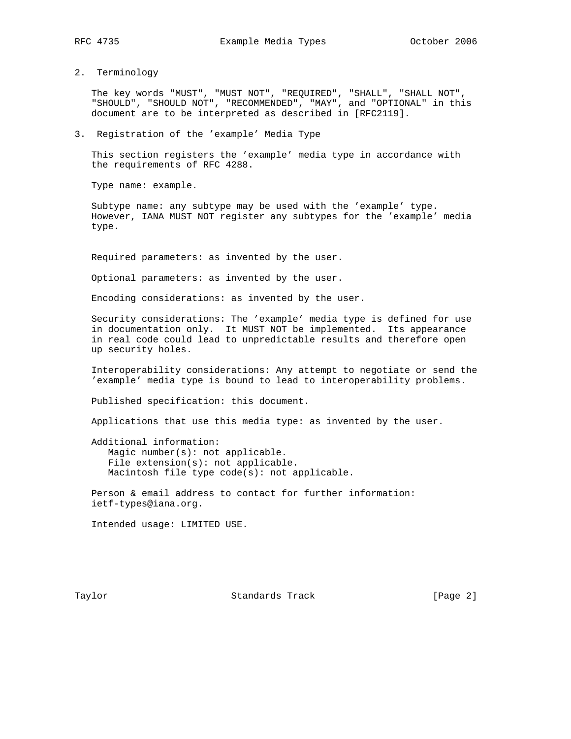## 2. Terminology

The key words "MUST", "MUST NOT", "REQUIRED", "SHALL", "SHALL NOT", "SHOULD", "SHOULD NOT", "RECOMMENDED", "MAY", and "OPTIONAL" in this document are to be interpreted as described in [RFC2119].

## 3. Registration of the 'example' Media Type

This section registers the 'example' media type in accordance with the requirements of RFC 4288.

Type name: example.

Subtype name: any subtype may be used with the 'example' type. However, IANA MUST NOT register any subtypes for the 'example' media type.

Required parameters: as invented by the user.

Optional parameters: as invented by the user.

Encoding considerations: as invented by the user.

Security considerations: The 'example' media type is defined for use in documentation only. It MUST NOT be implemented. Its appearance in real code could lead to unpredictable results and therefore open up security holes.

Interoperability considerations: Any attempt to negotiate or send the 'example' media type is bound to lead to interoperability problems.

Published specification: this document.

Applications that use this media type: as invented by the user.

Additional information:
- Magic number(s): not applicable.
- File extension(s): not applicable.
- Macintosh file type code(s): not applicable.

Person & email address to contact for further information: ietf-types@iana.org.

Intended usage: LIMITED USE.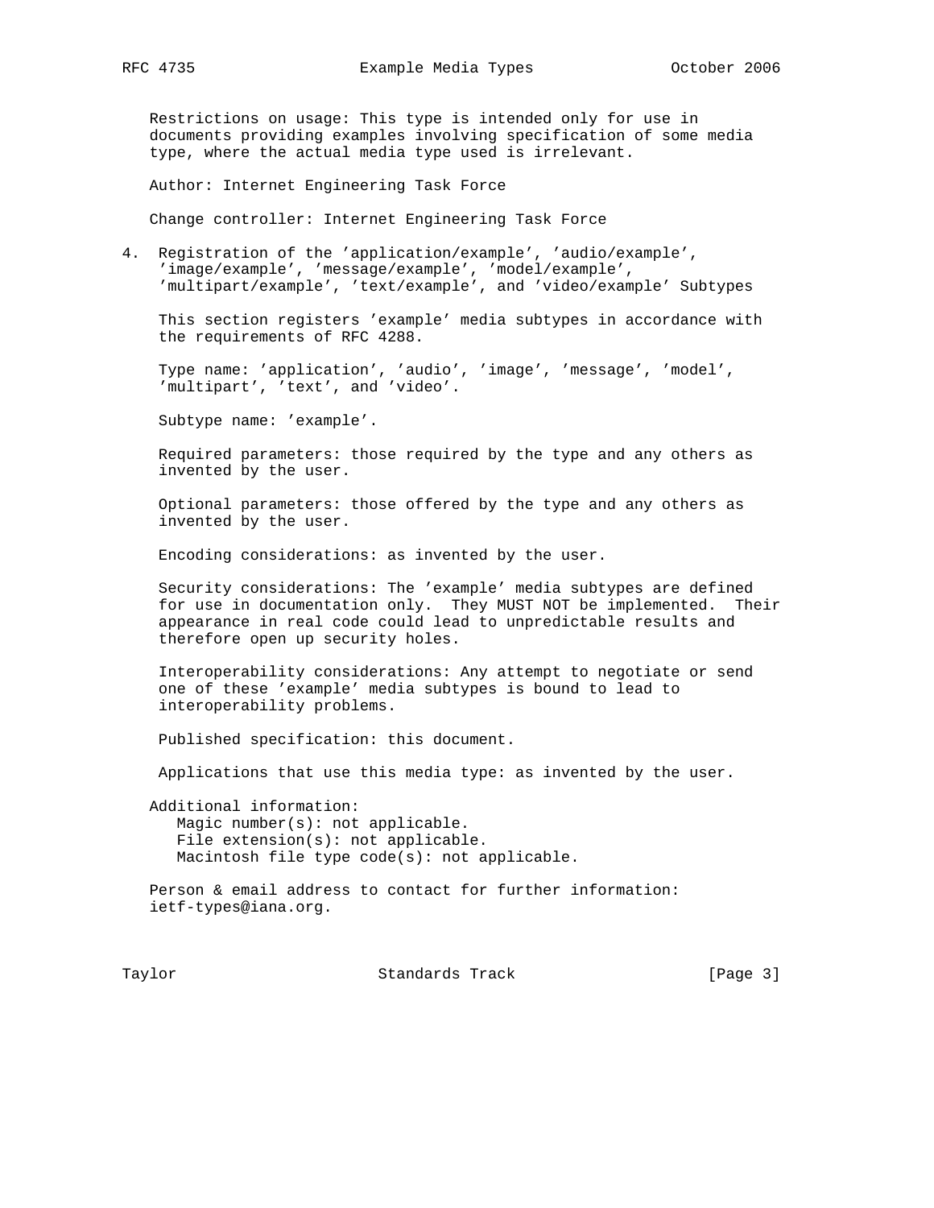Restrictions on usage: This type is intended only for use in documents providing examples involving specification of some media type, where the actual media type used is irrelevant.

Author: Internet Engineering Task Force

Change controller: Internet Engineering Task Force

## 4. Registration of the 'application/example', 'audio/example', 'image/example', 'message/example', 'model/example', 'multipart/example', 'text/example', and 'video/example' Subtypes

This section registers 'example' media subtypes in accordance with the requirements of RFC 4288.

Type name: 'application', 'audio', 'image', 'message', 'model', 'multipart', 'text', and 'video'.

Subtype name: 'example'.

Required parameters: those required by the type and any others as invented by the user.

Optional parameters: those offered by the type and any others as invented by the user.

Encoding considerations: as invented by the user.

Security considerations: The 'example' media subtypes are defined for use in documentation only. They MUST NOT be implemented. Their appearance in real code could lead to unpredictable results and therefore open up security holes.

Interoperability considerations: Any attempt to negotiate or send one of these 'example' media subtypes is bound to lead to interoperability problems.

Published specification: this document.

Applications that use this media type: as invented by the user.

Additional information:
- Magic number(s): not applicable.
- File extension(s): not applicable.
- Macintosh file type code(s): not applicable.

Person & email address to contact for further information: ietf-types@iana.org.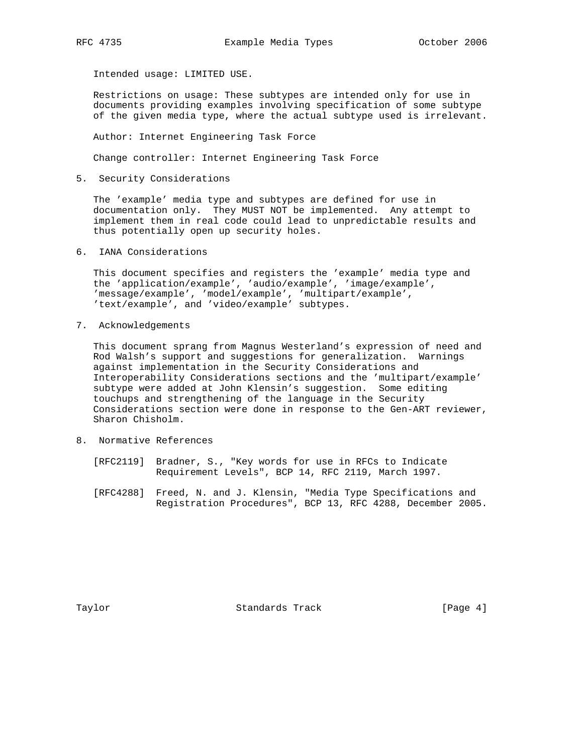Intended usage: LIMITED USE.

Restrictions on usage: These subtypes are intended only for use in documents providing examples involving specification of some subtype of the given media type, where the actual subtype used is irrelevant.

Author: Internet Engineering Task Force

Change controller: Internet Engineering Task Force

## 5. Security Considerations

The 'example' media type and subtypes are defined for use in documentation only. They MUST NOT be implemented. Any attempt to implement them in real code could lead to unpredictable results and thus potentially open up security holes.

## 6. IANA Considerations

This document specifies and registers the 'example' media type and the 'application/example', 'audio/example', 'image/example', 'message/example', 'model/example', 'multipart/example', 'text/example', and 'video/example' subtypes.

## 7. Acknowledgements

This document sprang from Magnus Westerland's expression of need and Rod Walsh's support and suggestions for generalization. Warnings against implementation in the Security Considerations and Interoperability Considerations sections and the 'multipart/example' subtype were added at John Klensin's suggestion. Some editing touchups and strengthening of the language in the Security Considerations section were done in response to the Gen-ART reviewer, Sharon Chisholm.

## 8. Normative References

[RFC2119] Bradner, S., "Key words for use in RFCs to Indicate Requirement Levels", BCP 14, RFC 2119, March 1997.

[RFC4288] Freed, N. and J. Klensin, "Media Type Specifications and Registration Procedures", BCP 13, RFC 4288, December 2005.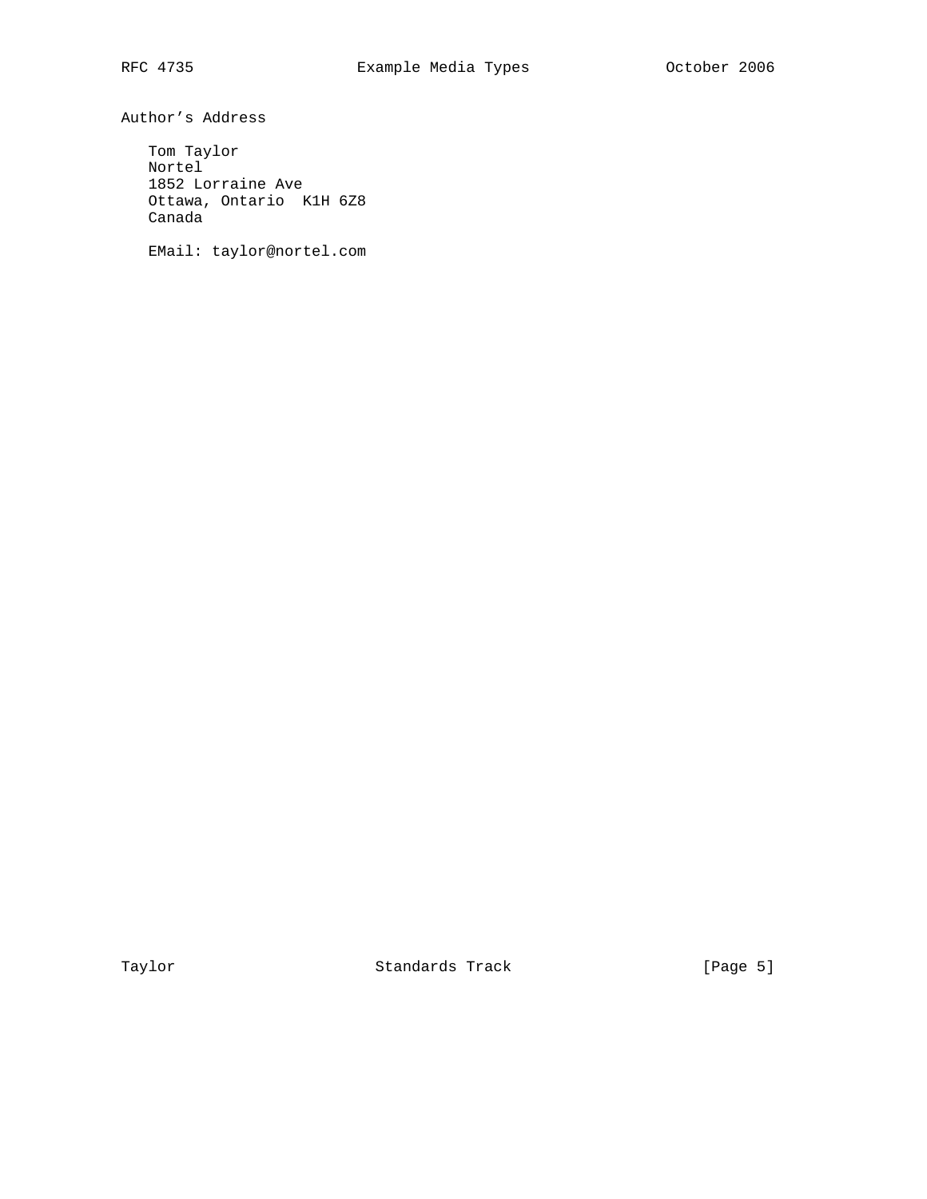## Author's Address

Tom Taylor
Nortel
1852 Lorraine Ave
Ottawa, Ontario  K1H 6Z8
Canada

EMail: taylor@nortel.com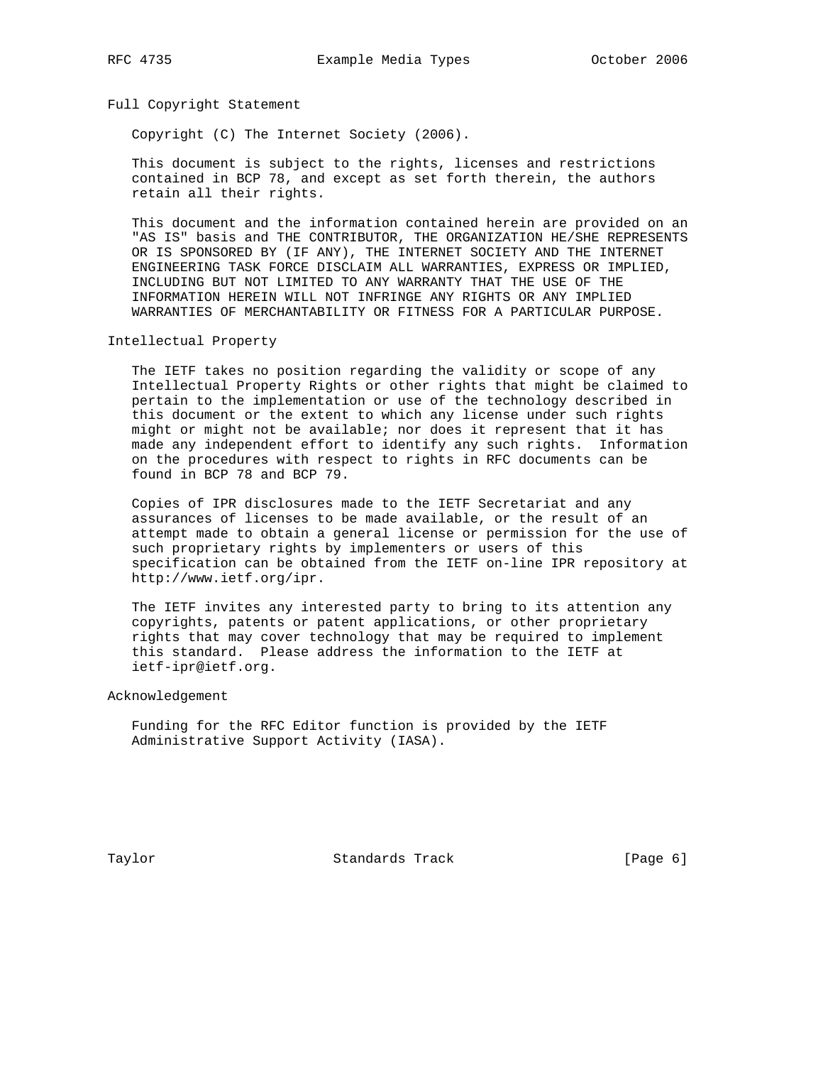## Full Copyright Statement

Copyright (C) The Internet Society (2006).

This document is subject to the rights, licenses and restrictions contained in BCP 78, and except as set forth therein, the authors retain all their rights.

This document and the information contained herein are provided on an "AS IS" basis and THE CONTRIBUTOR, THE ORGANIZATION HE/SHE REPRESENTS OR IS SPONSORED BY (IF ANY), THE INTERNET SOCIETY AND THE INTERNET ENGINEERING TASK FORCE DISCLAIM ALL WARRANTIES, EXPRESS OR IMPLIED, INCLUDING BUT NOT LIMITED TO ANY WARRANTY THAT THE USE OF THE INFORMATION HEREIN WILL NOT INFRINGE ANY RIGHTS OR ANY IMPLIED WARRANTIES OF MERCHANTABILITY OR FITNESS FOR A PARTICULAR PURPOSE.

## Intellectual Property

The IETF takes no position regarding the validity or scope of any Intellectual Property Rights or other rights that might be claimed to pertain to the implementation or use of the technology described in this document or the extent to which any license under such rights might or might not be available; nor does it represent that it has made any independent effort to identify any such rights. Information on the procedures with respect to rights in RFC documents can be found in BCP 78 and BCP 79.

Copies of IPR disclosures made to the IETF Secretariat and any assurances of licenses to be made available, or the result of an attempt made to obtain a general license or permission for the use of such proprietary rights by implementers or users of this specification can be obtained from the IETF on-line IPR repository at http://www.ietf.org/ipr.

The IETF invites any interested party to bring to its attention any copyrights, patents or patent applications, or other proprietary rights that may cover technology that may be required to implement this standard. Please address the information to the IETF at ietf-ipr@ietf.org.

## Acknowledgement

Funding for the RFC Editor function is provided by the IETF Administrative Support Activity (IASA).